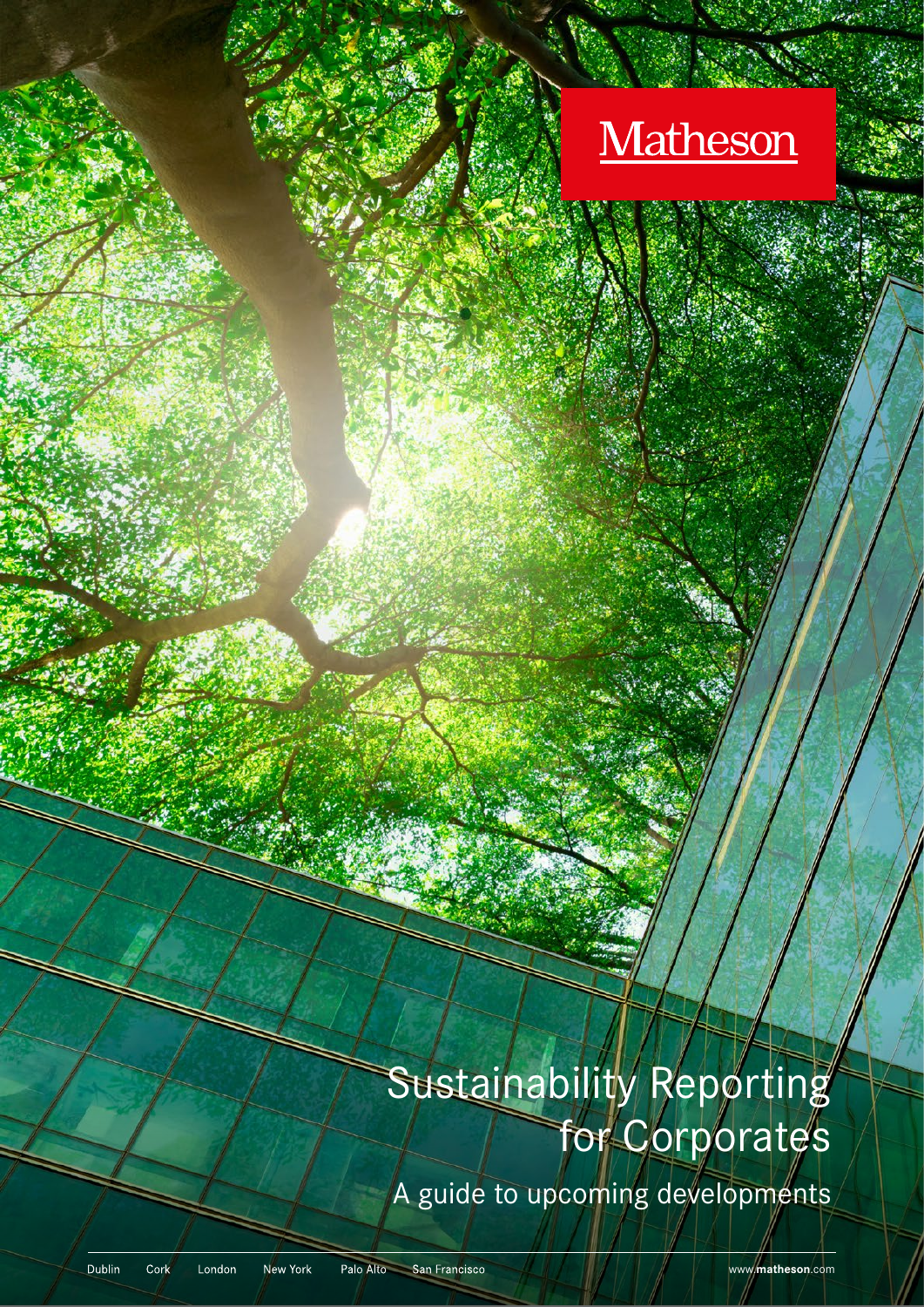Matheson

# Sustainability Reporting for Corporates

## A guide to upcoming developments

Dublin Cork London New York Palo Alto San Francisco

www.matheson.com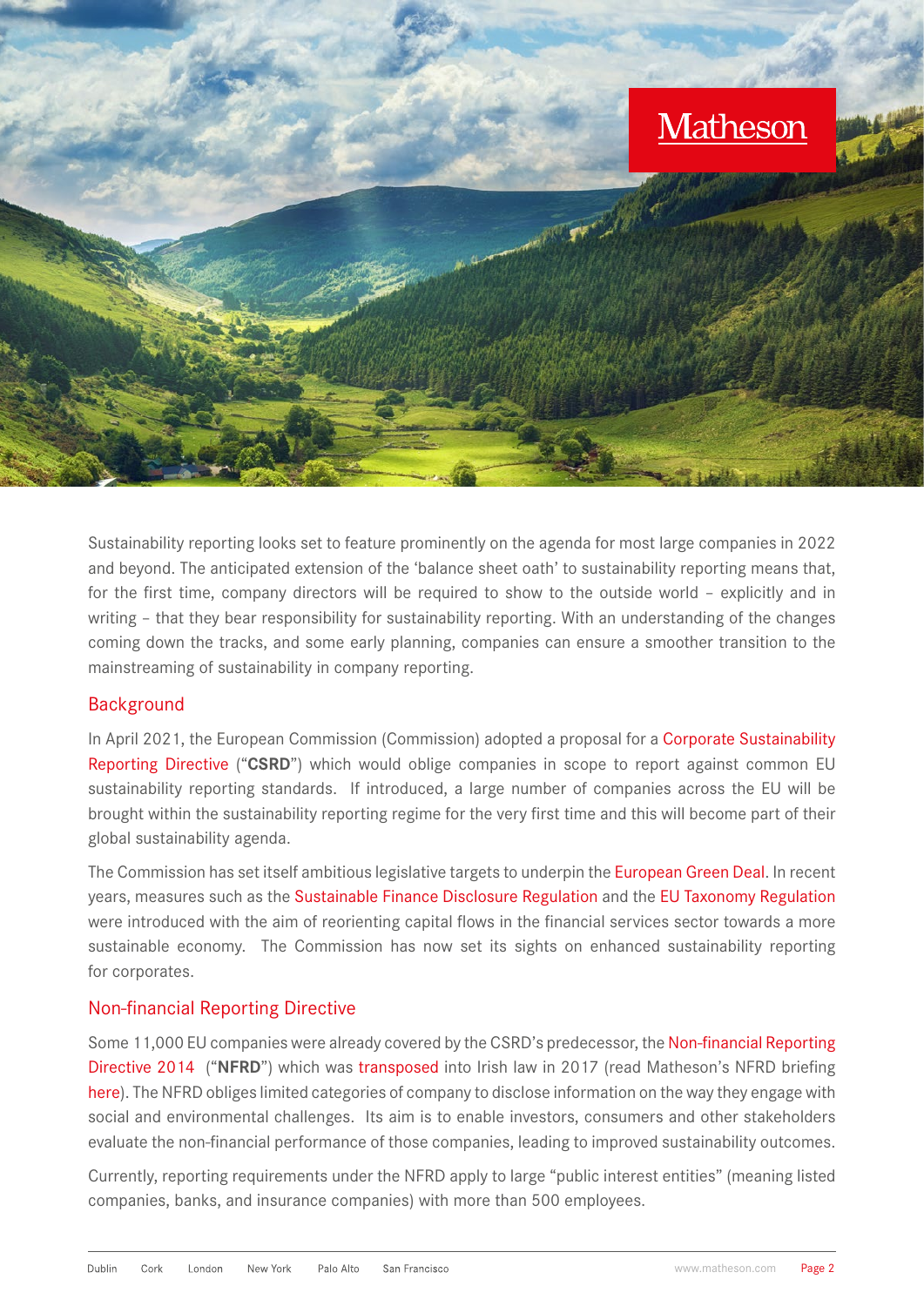Sustainability reporting looks set to feature prominently on the agenda for most large companies in 2022 and beyond. The anticipated extension of the 'balance sheet oath' to sustainability reporting means that, for the first time, company directors will be required to show to the outside world – explicitly and in writing – that they bear responsibility for sustainability reporting. With an understanding of the changes coming down the tracks, and some early planning, companies can ensure a smoother transition to the mainstreaming of sustainability in company reporting.

## Background

In April 2021, the European Commission (Commission) adopted a proposal for a Corporate Sustainability Reporting Directive ("**CSRD**") which would oblige companies in scope to report against common EU sustainability reporting standards. If introduced, a large number of companies across the EU will be brought within the sustainability reporting regime for the very first time and this will become part of their global sustainability agenda.

The Commission has set itself ambitious legislative targets to underpin the European Green Deal. In recent years, measures such as the Sustainable Finance Disclosure Regulation and the EU Taxonomy Regulation were introduced with the aim of reorienting capital flows in the financial services sector towards a more sustainable economy. The Commission has now set its sights on enhanced sustainability reporting for corporates.

## Non-financial Reporting Directive

Some 11,000 EU companies were already covered by the CSRD's predecessor, the Non-financial Reporting Directive 2014 ("**NFRD**") which was transposed into Irish law in 2017 (read Matheson's NFRD briefing here). The NFRD obliges limited categories of company to disclose information on the way they engage with social and environmental challenges. Its aim is to enable investors, consumers and other stakeholders evaluate the non-financial performance of those companies, leading to improved sustainability outcomes.

Currently, reporting requirements under the NFRD apply to large "public interest entities" (meaning listed companies, banks, and insurance companies) with more than 500 employees.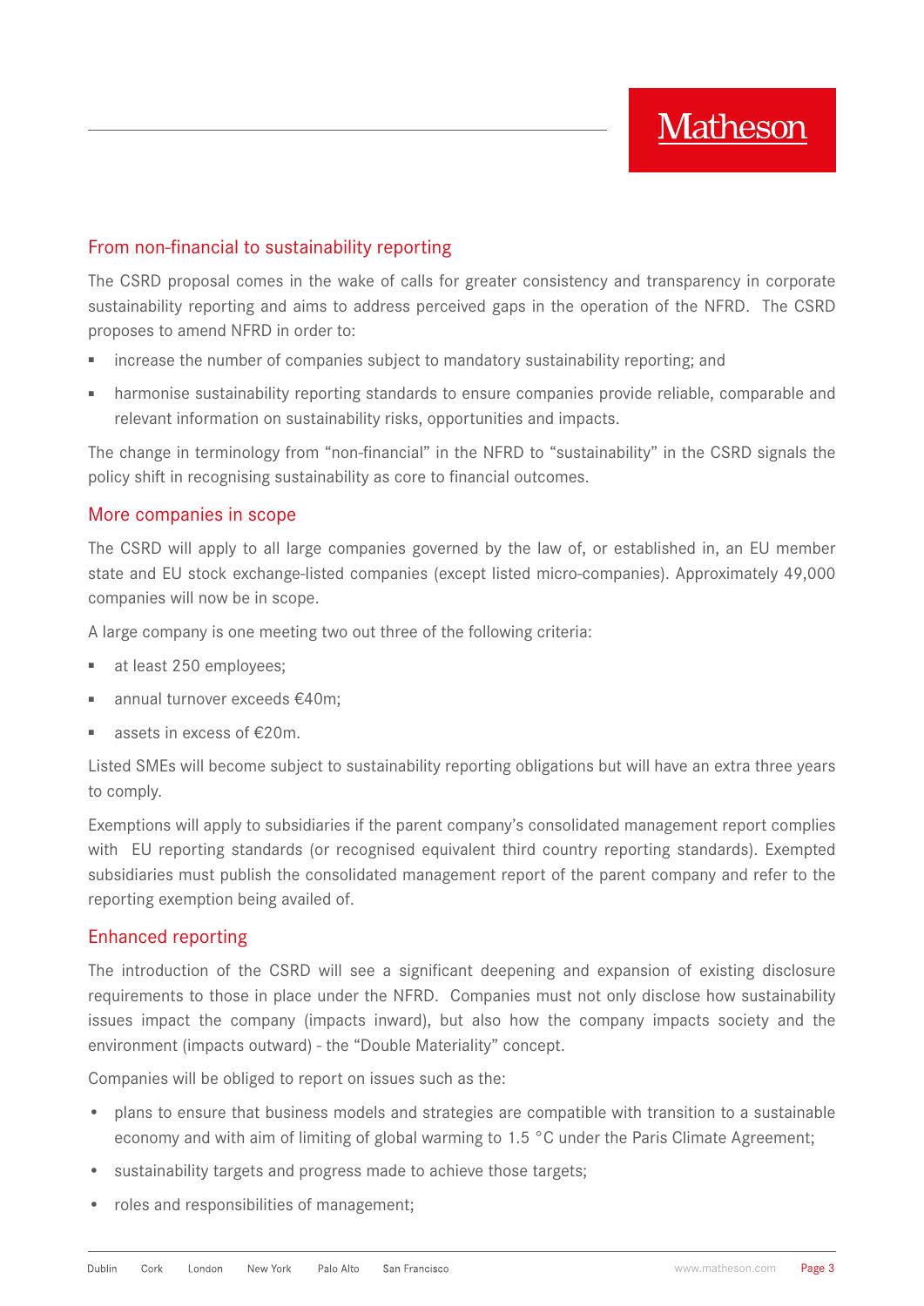## From non-financial to sustainability reporting

The CSRD proposal comes in the wake of calls for greater consistency and transparency in corporate sustainability reporting and aims to address perceived gaps in the operation of the NFRD. The CSRD proposes to amend NFRD in order to:

- increase the number of companies subject to mandatory sustainability reporting; and
- harmonise sustainability reporting standards to ensure companies provide reliable, comparable and relevant information on sustainability risks, opportunities and impacts.

The change in terminology from "non-financial" in the NFRD to "sustainability" in the CSRD signals the policy shift in recognising sustainability as core to financial outcomes.

## More companies in scope

The CSRD will apply to all large companies governed by the law of, or established in, an EU member state and EU stock exchange-listed companies (except listed micro-companies). Approximately 49,000 companies will now be in scope.

A large company is one meeting two out three of the following criteria:

- at least 250 employees;
- annual turnover exceeds €40m;
- assets in excess of €20m.

Listed SMEs will become subject to sustainability reporting obligations but will have an extra three years to comply.

Exemptions will apply to subsidiaries if the parent company's consolidated management report complies with EU reporting standards (or recognised equivalent third country reporting standards). Exempted subsidiaries must publish the consolidated management report of the parent company and refer to the reporting exemption being availed of.

## Enhanced reporting

The introduction of the CSRD will see a significant deepening and expansion of existing disclosure requirements to those in place under the NFRD. Companies must not only disclose how sustainability issues impact the company (impacts inward), but also how the company impacts society and the environment (impacts outward) - the "Double Materiality" concept.

Companies will be obliged to report on issues such as the:

- plans to ensure that business models and strategies are compatible with transition to a sustainable economy and with aim of limiting of global warming to 1.5 °C under the Paris Climate Agreement;
- sustainability targets and progress made to achieve those targets;
- roles and responsibilities of management;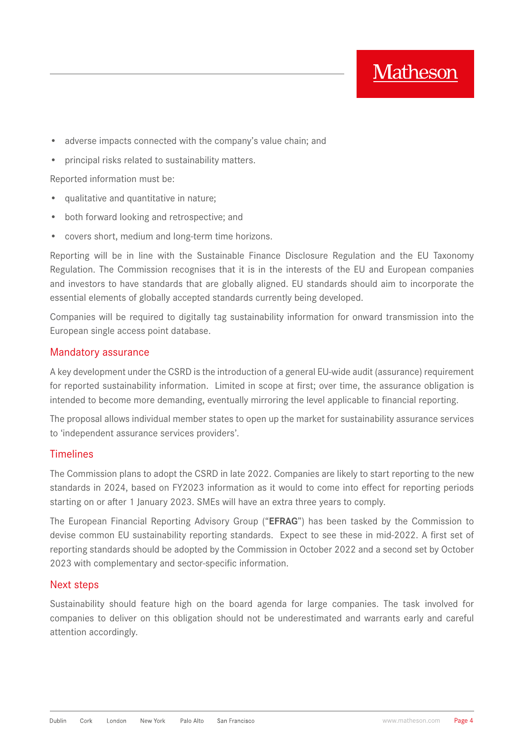- adverse impacts connected with the company's value chain; and
- principal risks related to sustainability matters.

Reported information must be:

- qualitative and quantitative in nature;
- both forward looking and retrospective; and
- covers short, medium and long-term time horizons.

Reporting will be in line with the Sustainable Finance Disclosure Regulation and the EU Taxonomy Regulation. The Commission recognises that it is in the interests of the EU and European companies and investors to have standards that are globally aligned. EU standards should aim to incorporate the essential elements of globally accepted standards currently being developed.

Companies will be required to digitally tag sustainability information for onward transmission into the European single access point database.

## Mandatory assurance

A key development under the CSRD is the introduction of a general EU-wide audit (assurance) requirement for reported sustainability information. Limited in scope at first; over time, the assurance obligation is intended to become more demanding, eventually mirroring the level applicable to financial reporting.

The proposal allows individual member states to open up the market for sustainability assurance services to 'independent assurance services providers'.

## Timelines

The Commission plans to adopt the CSRD in late 2022. Companies are likely to start reporting to the new standards in 2024, based on FY2023 information as it would to come into effect for reporting periods starting on or after 1 January 2023. SMEs will have an extra three years to comply.

The European Financial Reporting Advisory Group ("**EFRAG**") has been tasked by the Commission to devise common EU sustainability reporting standards. Expect to see these in mid-2022. A first set of reporting standards should be adopted by the Commission in October 2022 and a second set by October 2023 with complementary and sector-specific information.

## Next steps

Sustainability should feature high on the board agenda for large companies. The task involved for companies to deliver on this obligation should not be underestimated and warrants early and careful attention accordingly.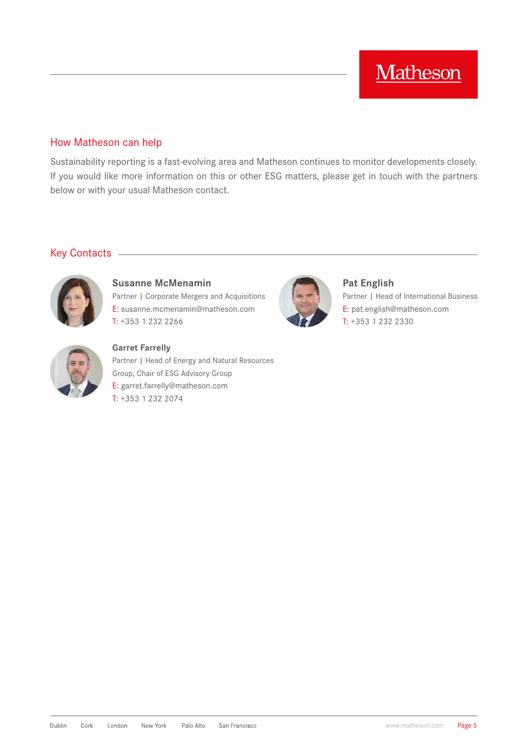## How Matheson can help

Sustainability reporting is a fast-evolving area and Matheson continues to monitor developments closely. If you would like more information on this or other ESG matters, please get in touch with the partners below or with your usual Matheson contact.

## Key Contacts

**Susanne McMenamin**
Partner | Corporate Mergers and Acquisitions
E: susanne.mcmenamin@matheson.com
T: +353 1 232 2266

**Pat English**
Partner | Head of International Business
E: pat.english@matheson.com
T: +353 1 232 2330

**Garret Farrelly**
Partner | Head of Energy and Natural Resources Group, Chair of ESG Advisory Group
E: garret.farrelly@matheson.com
T: +353 1 232 2074